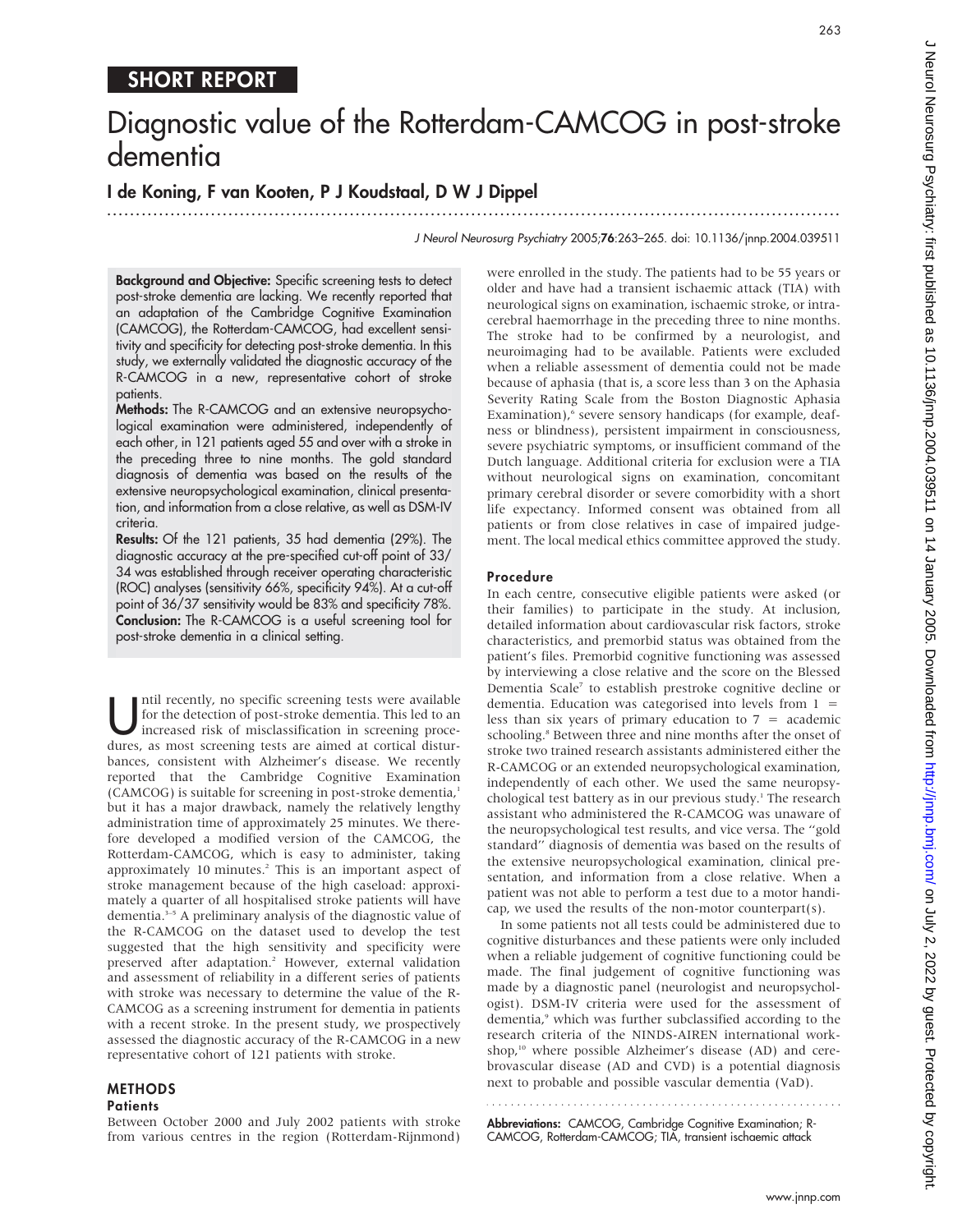SHORT REPORT

# Diagnostic value of the Rotterdam-CAMCOG in post-stroke dementia

**I de Koning, F van Kooten, P J Koudstaal, D W J Dippel**

**Background and Objective:** Specific screening tests to detect post-stroke dementia are lacking. We recently reported that an adaptation of the Cambridge Cognitive Examination (CAMCOG), the Rotterdam-CAMCOG, had excellent sensitivity and specificity for detecting post-stroke dementia. In this study, we externally validated the diagnostic accuracy of the R-CAMCOG in a new, representative cohort of stroke patients.

**Methods:** The R-CAMCOG and an extensive neuropsychological examination were administered, independently of each other, in 121 patients aged 55 and over with a stroke in the preceding three to nine months. The gold standard diagnosis of dementia was based on the results of the extensive neuropsychological examination, clinical presentation, and information from a close relative, as well as DSM-IV criteria.

**Results:** Of the 121 patients, 35 had dementia (29%). The diagnostic accuracy at the pre-specified cut-off point of 33/34 was established through receiver operating characteristic (ROC) analyses (sensitivity 66%, specificity 94%). At a cut-off point of 36/37 sensitivity would be 83% and specificity 78%.

**Conclusion:** The R-CAMCOG is a useful screening tool for post-stroke dementia in a clinical setting.

Until recently, no specific screening tests were available for the detection of post-stroke dementia. This led to an increased risk of misclassification in screening procedures, as most screening tests are aimed at cortical disturbances, consistent with Alzheimer's disease. We recently reported that the Cambridge Cognitive Examination (CAMCOG) is suitable for screening in post-stroke dementia,[1] but it has a major drawback, namely the relatively lengthy administration time of approximately 25 minutes. We therefore developed a modified version of the CAMCOG, the Rotterdam-CAMCOG, which is easy to administer, taking approximately 10 minutes.[2] This is an important aspect of stroke management because of the high caseload: approximately a quarter of all hospitalised stroke patients will have dementia.[3–5] A preliminary analysis of the diagnostic value of the R-CAMCOG on the dataset used to develop the test suggested that the high sensitivity and specificity were preserved after adaptation.[2] However, external validation and assessment of reliability in a different series of patients with stroke was necessary to determine the value of the R-CAMCOG as a screening instrument for dementia in patients with a recent stroke. In the present study, we prospectively assessed the diagnostic accuracy of the R-CAMCOG in a new representative cohort of 121 patients with stroke.

## METHODS

### Patients

Between October 2000 and July 2002 patients with stroke from various centres in the region (Rotterdam-Rijnmond) were enrolled in the study. The patients had to be 55 years or older and have had a transient ischaemic attack (TIA) with neurological signs on examination, ischaemic stroke, or intracerebral haemorrhage in the preceding three to nine months. The stroke had to be confirmed by a neurologist, and neuroimaging had to be available. Patients were excluded when a reliable assessment of dementia could not be made because of aphasia (that is, a score less than 3 on the Aphasia Severity Rating Scale from the Boston Diagnostic Aphasia Examination),[6] severe sensory handicaps (for example, deafness or blindness), persistent impairment in consciousness, severe psychiatric symptoms, or insufficient command of the Dutch language. Additional criteria for exclusion were a TIA without neurological signs on examination, concomitant primary cerebral disorder or severe comorbidity with a short life expectancy. Informed consent was obtained from all patients or from close relatives in case of impaired judgement. The local medical ethics committee approved the study.

### Procedure

In each centre, consecutive eligible patients were asked (or their families) to participate in the study. At inclusion, detailed information about cardiovascular risk factors, stroke characteristics, and premorbid status was obtained from the patient's files. Premorbid cognitive functioning was assessed by interviewing a close relative and the score on the Blessed Dementia Scale[7] to establish prestroke cognitive decline or dementia. Education was categorised into levels from 1 = less than six years of primary education to 7 = academic schooling.[8] Between three and nine months after the onset of stroke two trained research assistants administered either the R-CAMCOG or an extended neuropsychological examination, independently of each other. We used the same neuropsychological test battery as in our previous study.[1] The research assistant who administered the R-CAMCOG was unaware of the neuropsychological test results, and vice versa. The "gold standard" diagnosis of dementia was based on the results of the extensive neuropsychological examination, clinical presentation, and information from a close relative. When a patient was not able to perform a test due to a motor handicap, we used the results of the non-motor counterpart(s).

In some patients not all tests could be administered due to cognitive disturbances and these patients were only included when a reliable judgement of cognitive functioning could be made. The final judgement of cognitive functioning was made by a diagnostic panel (neurologist and neuropsychologist). DSM-IV criteria were used for the assessment of dementia,[9] which was further subclassified according to the research criteria of the NINDS-AIREN international workshop,[10] where possible Alzheimer's disease (AD) and cerebrovascular disease (AD and CVD) is a potential diagnosis next to probable and possible vascular dementia (VaD).

**Abbreviations:** CAMCOG, Cambridge Cognitive Examination; R-CAMCOG, Rotterdam-CAMCOG; TIA, transient ischaemic attack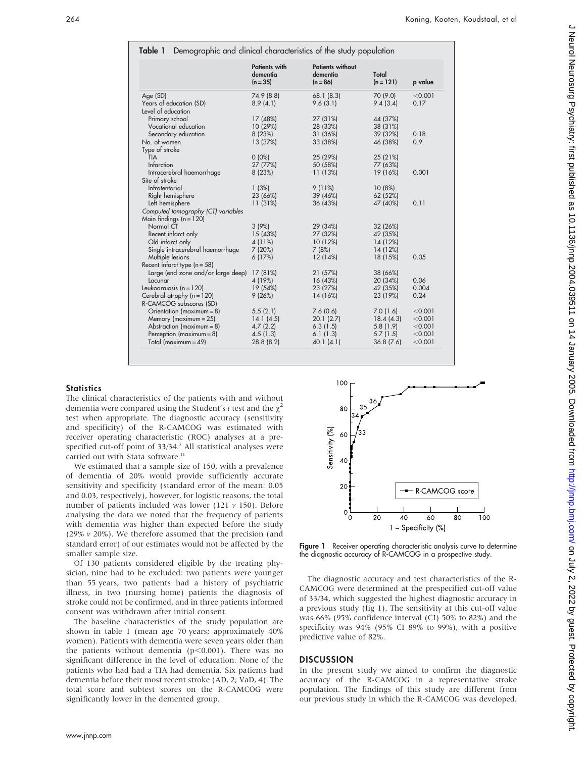**Table 1** Demographic and clinical characteristics of the study population

| | Patients with dementia (n = 35) | Patients without dementia (n = 86) | Total (n = 121) | p value |
|---|---|---|---|---|
| Age (SD) | 74.9 (8.8) | 68.1 (8.3) | 70 (9.0) | <0.001 |
| Years of education (SD) | 8.9 (4.1) | 9.6 (3.1) | 9.4 (3.4) | 0.17 |
| Level of education | | | | |
| Primary school | 17 (48%) | 27 (31%) | 44 (37%) | |
| Vocational education | 10 (29%) | 28 (33%) | 38 (31%) | |
| Secondary education | 8 (23%) | 31 (36%) | 39 (32%) | 0.18 |
| No. of women | 13 (37%) | 33 (38%) | 46 (38%) | 0.9 |
| Type of stroke | | | | |
| TIA | 0 (0%) | 25 (29%) | 25 (21%) | |
| Infarction | 27 (77%) | 50 (58%) | 77 (63%) | |
| Intracerebral haemorrhage | 8 (23%) | 11 (13%) | 19 (16%) | 0.001 |
| Site of stroke | | | | |
| Infratentorial | 1 (3%) | 9 (11%) | 10 (8%) | |
| Right hemisphere | 23 (66%) | 39 (46%) | 62 (52%) | |
| Left hemisphere | 11 (31%) | 36 (43%) | 47 (40%) | 0.11 |
| *Computed tomography (CT) variables* | | | | |
| Main findings (n = 120) | | | | |
| Normal CT | 3 (9%) | 29 (34%) | 32 (26%) | |
| Recent infarct only | 15 (43%) | 27 (32%) | 42 (35%) | |
| Old infarct only | 4 (11%) | 10 (12%) | 14 (12%) | |
| Single intracerebral haemorrhage | 7 (20%) | 7 (8%) | 14 (12%) | |
| Multiple lesions | 6 (17%) | 12 (14%) | 18 (15%) | 0.05 |
| Recent infarct type (n = 58) | | | | |
| Large (end zone and/or large deep) | 17 (81%) | 21 (57%) | 38 (66%) | |
| Lacunar | 4 (19%) | 16 (43%) | 20 (34%) | 0.06 |
| Leukoaraiosis (n = 120) | 19 (54%) | 23 (27%) | 42 (35%) | 0.004 |
| Cerebral atrophy (n = 120) | 9 (26%) | 14 (16%) | 23 (19%) | 0.24 |
| R-CAMCOG subscores (SD) | | | | |
| Orientation (maximum = 8) | 5.5 (2.1) | 7.6 (0.6) | 7.0 (1.6) | <0.001 |
| Memory (maximum = 25) | 14.1 (4.5) | 20.1 (2.7) | 18.4 (4.3) | <0.001 |
| Abstraction (maximum = 8) | 4.7 (2.2) | 6.3 (1.5) | 5.8 (1.9) | <0.001 |
| Perception (maximum = 8) | 4.5 (1.3) | 6.1 (1.3) | 5.7 (1.5) | <0.001 |
| Total (maximum = 49) | 28.8 (8.2) | 40.1 (4.1) | 36.8 (7.6) | <0.001 |

### Statistics

The clinical characteristics of the patients with and without dementia were compared using the Student's *t* test and the $\chi^2$ test when appropriate. The diagnostic accuracy (sensitivity and specificity) of the R-CAMCOG was estimated with receiver operating characteristic (ROC) analyses at a prespecified cut-off point of 33/34.[2] All statistical analyses were carried out with Stata software.[11]

We estimated that a sample size of 150, with a prevalence of dementia of 20% would provide sufficiently accurate sensitivity and specificity (standard error of the mean: 0.05 and 0.03, respectively), however, for logistic reasons, the total number of patients included was lower (121 *v* 150). Before analysing the data we noted that the frequency of patients with dementia was higher than expected before the study (29% *v* 20%). We therefore assumed that the precision (and standard error) of our estimates would not be affected by the smaller sample size.

Of 130 patients considered eligible by the treating physician, nine had to be excluded: two patients were younger than 55 years, two patients had a history of psychiatric illness, in two (nursing home) patients the diagnosis of stroke could not be confirmed, and in three patients informed consent was withdrawn after initial consent.

The baseline characteristics of the study population are shown in table 1 (mean age 70 years; approximately 40% women). Patients with dementia were seven years older than the patients without dementia ($p<0.001$). There was no significant difference in the level of education. None of the patients who had had a TIA had dementia. Six patients had dementia before their most recent stroke (AD, 2; VaD, 4). The total score and subtest scores on the R-CAMCOG were significantly lower in the demented group.

**Figure 1** Receiver operating characteristic analysis curve to determine the diagnostic accuracy of R-CAMCOG in a prospective study.

The diagnostic accuracy and test characteristics of the R-CAMCOG were determined at the prespecified cut-off value of 33/34, which suggested the highest diagnostic accuracy in a previous study (fig 1). The sensitivity at this cut-off value was 66% (95% confidence interval (CI) 50% to 82%) and the specificity was 94% (95% CI 89% to 99%), with a positive predictive value of 82%.

## DISCUSSION

In the present study we aimed to confirm the diagnostic accuracy of the R-CAMCOG in a representative stroke population. The findings of this study are different from our previous study in which the R-CAMCOG was developed.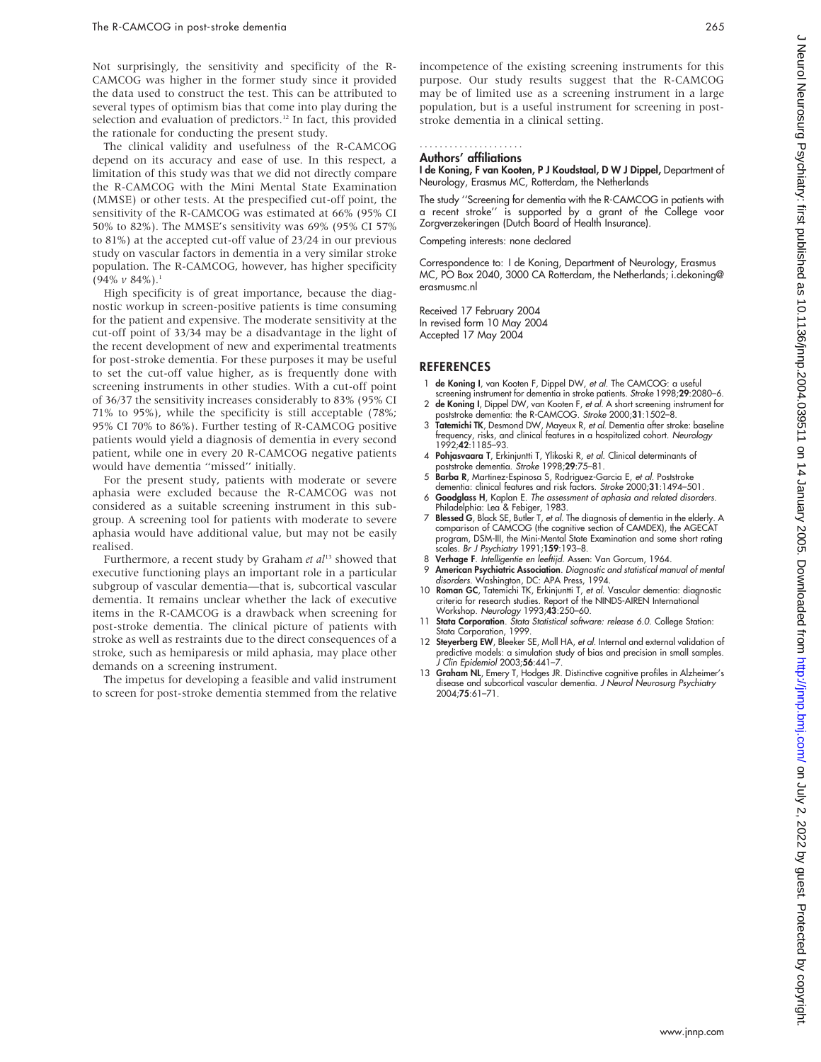Not surprisingly, the sensitivity and specificity of the R-CAMCOG was higher in the former study since it provided the data used to construct the test. This can be attributed to several types of optimism bias that come into play during the selection and evaluation of predictors.[12] In fact, this provided the rationale for conducting the present study.

The clinical validity and usefulness of the R-CAMCOG depend on its accuracy and ease of use. In this respect, a limitation of this study was that we did not directly compare the R-CAMCOG with the Mini Mental State Examination (MMSE) or other tests. At the prespecified cut-off point, the sensitivity of the R-CAMCOG was estimated at 66% (95% CI 50% to 82%). The MMSE's sensitivity was 69% (95% CI 57% to 81%) at the accepted cut-off value of 23/24 in our previous study on vascular factors in dementia in a very similar stroke population. The R-CAMCOG, however, has higher specificity (94% *v* 84%).[1]

High specificity is of great importance, because the diagnostic workup in screen-positive patients is time consuming for the patient and expensive. The moderate sensitivity at the cut-off point of 33/34 may be a disadvantage in the light of the recent development of new and experimental treatments for post-stroke dementia. For these purposes it may be useful to set the cut-off value higher, as is frequently done with screening instruments in other studies. With a cut-off point of 36/37 the sensitivity increases considerably to 83% (95% CI 71% to 95%), while the specificity is still acceptable (78%; 95% CI 70% to 86%). Further testing of R-CAMCOG positive patients would yield a diagnosis of dementia in every second patient, while one in every 20 R-CAMCOG negative patients would have dementia "missed" initially.

For the present study, patients with moderate or severe aphasia were excluded because the R-CAMCOG was not considered as a suitable screening instrument in this subgroup. A screening tool for patients with moderate to severe aphasia would have additional value, but may not be easily realised.

Furthermore, a recent study by Graham *et al*[13] showed that executive functioning plays an important role in a particular subgroup of vascular dementia—that is, subcortical vascular dementia. It remains unclear whether the lack of executive items in the R-CAMCOG is a drawback when screening for post-stroke dementia. The clinical picture of patients with stroke as well as restraints due to the direct consequences of a stroke, such as hemiparesis or mild aphasia, may place other demands on a screening instrument.

The impetus for developing a feasible and valid instrument to screen for post-stroke dementia stemmed from the relative incompetence of the existing screening instruments for this purpose. Our study results suggest that the R-CAMCOG may be of limited use as a screening instrument in a large population, but is a useful instrument for screening in post-stroke dementia in a clinical setting.

## Authors' affiliations

**I de Koning, F van Kooten, P J Koudstaal, D W J Dippel,** Department of Neurology, Erasmus MC, Rotterdam, the Netherlands

The study "Screening for dementia with the R-CAMCOG in patients with a recent stroke" is supported by a grant of the College voor Zorgverzekeringen (Dutch Board of Health Insurance).

Competing interests: none declared

Correspondence to: I de Koning, Department of Neurology, Erasmus MC, PO Box 2040, 3000 CA Rotterdam, the Netherlands; i.dekoning@erasmusmc.nl

Received 17 February 2004
In revised form 10 May 2004
Accepted 17 May 2004

## REFERENCES

1. **de Koning I**, van Kooten F, Dippel DW, *et al*. The CAMCOG: a useful screening instrument for dementia in stroke patients. *Stroke* 1998;**29**:2080–6.
2. **de Koning I**, Dippel DW, van Kooten F, *et al*. A short screening instrument for poststroke dementia: the R-CAMCOG. *Stroke* 2000;**31**:1502–8.
3. **Tatemichi TK**, Desmond DW, Mayeux R, *et al*. Dementia after stroke: baseline frequency, risks, and clinical features in a hospitalized cohort. *Neurology* 1992;**42**:1185–93.
4. **Pohjasvaara T**, Erkinjuntti T, Ylikoski R, *et al*. Clinical determinants of poststroke dementia. *Stroke* 1998;**29**:75–81.
5. **Barba R**, Martinez-Espinosa S, Rodriguez-Garcia E, *et al*. Poststroke dementia: clinical features and risk factors. *Stroke* 2000;**31**:1494–501.
6. **Goodglass H**, Kaplan E. *The assessment of aphasia and related disorders*. Philadelphia: Lea & Febiger, 1983.
7. **Blessed G**, Black SE, Butler T, *et al*. The diagnosis of dementia in the elderly. A comparison of CAMCOG (the cognitive section of CAMDEX), the AGECAT program, DSM-III, the Mini-Mental State Examination and some short rating scales. *Br J Psychiatry* 1991;**159**:193–8.
8. **Verhage F**. *Intelligentie en leeftijd*. Assen: Van Gorcum, 1964.
9. **American Psychiatric Association**. *Diagnostic and statistical manual of mental disorders*. Washington, DC: APA Press, 1994.
10. **Roman GC**, Tatemichi TK, Erkinjuntti T, *et al*. Vascular dementia: diagnostic criteria for research studies. Report of the NINDS-AIREN International Workshop. *Neurology* 1993;**43**:250–60.
11. **Stata Corporation**. *Stata Statistical software: release 6.0*. College Station: Stata Corporation, 1999.
12. **Steyerberg EW**, Bleeker SE, Moll HA, *et al*. Internal and external validation of predictive models: a simulation study of bias and precision in small samples. *J Clin Epidemiol* 2003;**56**:441–7.
13. **Graham NL**, Emery T, Hodges JR. Distinctive cognitive profiles in Alzheimer's disease and subcortical vascular dementia. *J Neurol Neurosurg Psychiatry* 2004;**75**:61–71.